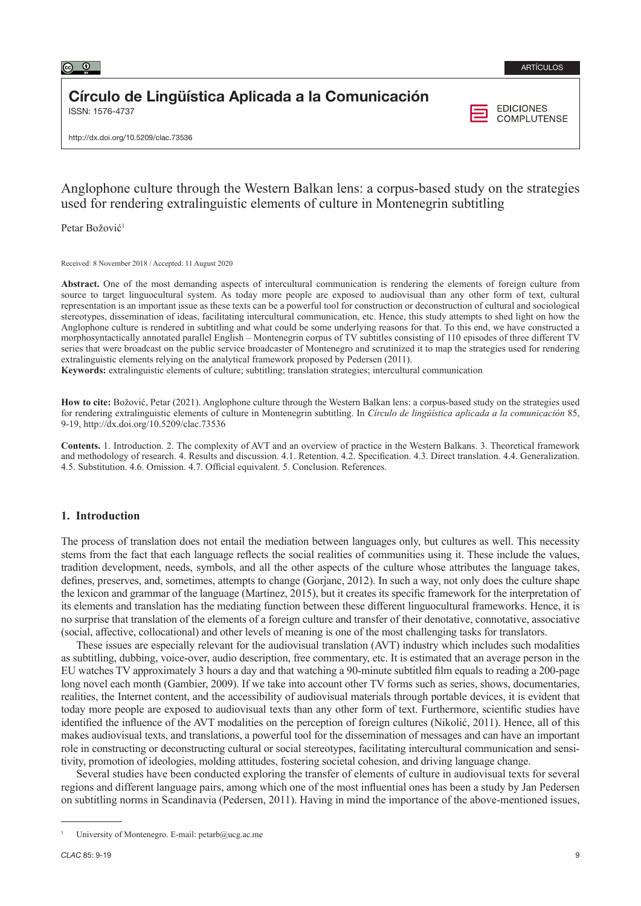ARTÍCULOS

**Círculo de Lingüística Aplicada a la Comunicación**
ISSN: 1576-4737

EDICIONES COMPLUTENSE

http://dx.doi.org/10.5209/clac.73536

# Anglophone culture through the Western Balkan lens: a corpus-based study on the strategies used for rendering extralinguistic elements of culture in Montenegrin subtitling

Petar Božović[1]

Received: 8 November 2018 / Accepted: 11 August 2020

**Abstract.** One of the most demanding aspects of intercultural communication is rendering the elements of foreign culture from source to target linguocultural system. As today more people are exposed to audiovisual than any other form of text, cultural representation is an important issue as these texts can be a powerful tool for construction or deconstruction of cultural and sociological stereotypes, dissemination of ideas, facilitating intercultural communication, etc. Hence, this study attempts to shed light on how the Anglophone culture is rendered in subtitling and what could be some underlying reasons for that. To this end, we have constructed a morphosyntactically annotated parallel English – Montenegrin corpus of TV subtitles consisting of 110 episodes of three different TV series that were broadcast on the public service broadcaster of Montenegro and scrutinized it to map the strategies used for rendering extralinguistic elements relying on the analytical framework proposed by Pedersen (2011).
**Keywords:** extralinguistic elements of culture; subtitling; translation strategies; intercultural communication

**How to cite:** Božović, Petar (2021). Anglophone culture through the Western Balkan lens: a corpus-based study on the strategies used for rendering extralinguistic elements of culture in Montenegrin subtitling. In *Círculo de lingüística aplicada a la comunicación* 85, 9-19, http://dx.doi.org/10.5209/clac.73536

**Contents.** 1. Introduction. 2. The complexity of AVT and an overview of practice in the Western Balkans. 3. Theoretical framework and methodology of research. 4. Results and discussion. 4.1. Retention. 4.2. Specification. 4.3. Direct translation. 4.4. Generalization. 4.5. Substitution. 4.6. Omission. 4.7. Official equivalent. 5. Conclusion. References.

## 1. Introduction

The process of translation does not entail the mediation between languages only, but cultures as well. This necessity stems from the fact that each language reflects the social realities of communities using it. These include the values, tradition development, needs, symbols, and all the other aspects of the culture whose attributes the language takes, defines, preserves, and, sometimes, attempts to change (Gorjanc, 2012). In such a way, not only does the culture shape the lexicon and grammar of the language (Martínez, 2015), but it creates its specific framework for the interpretation of its elements and translation has the mediating function between these different linguocultural frameworks. Hence, it is no surprise that translation of the elements of a foreign culture and transfer of their denotative, connotative, associative (social, affective, collocational) and other levels of meaning is one of the most challenging tasks for translators.

These issues are especially relevant for the audiovisual translation (AVT) industry which includes such modalities as subtitling, dubbing, voice-over, audio description, free commentary, etc. It is estimated that an average person in the EU watches TV approximately 3 hours a day and that watching a 90-minute subtitled film equals to reading a 200-page long novel each month (Gambier, 2009). If we take into account other TV forms such as series, shows, documentaries, realities, the Internet content, and the accessibility of audiovisual materials through portable devices, it is evident that today more people are exposed to audiovisual texts than any other form of text. Furthermore, scientific studies have identified the influence of the AVT modalities on the perception of foreign cultures (Nikolić, 2011). Hence, all of this makes audiovisual texts, and translations, a powerful tool for the dissemination of messages and can have an important role in constructing or deconstructing cultural or social stereotypes, facilitating intercultural communication and sensitivity, promotion of ideologies, molding attitudes, fostering societal cohesion, and driving language change.

Several studies have been conducted exploring the transfer of elements of culture in audiovisual texts for several regions and different language pairs, among which one of the most influential ones has been a study by Jan Pedersen on subtitling norms in Scandinavia (Pedersen, 2011). Having in mind the importance of the above-mentioned issues,

[1] University of Montenegro. E-mail: petarb@ucg.ac.me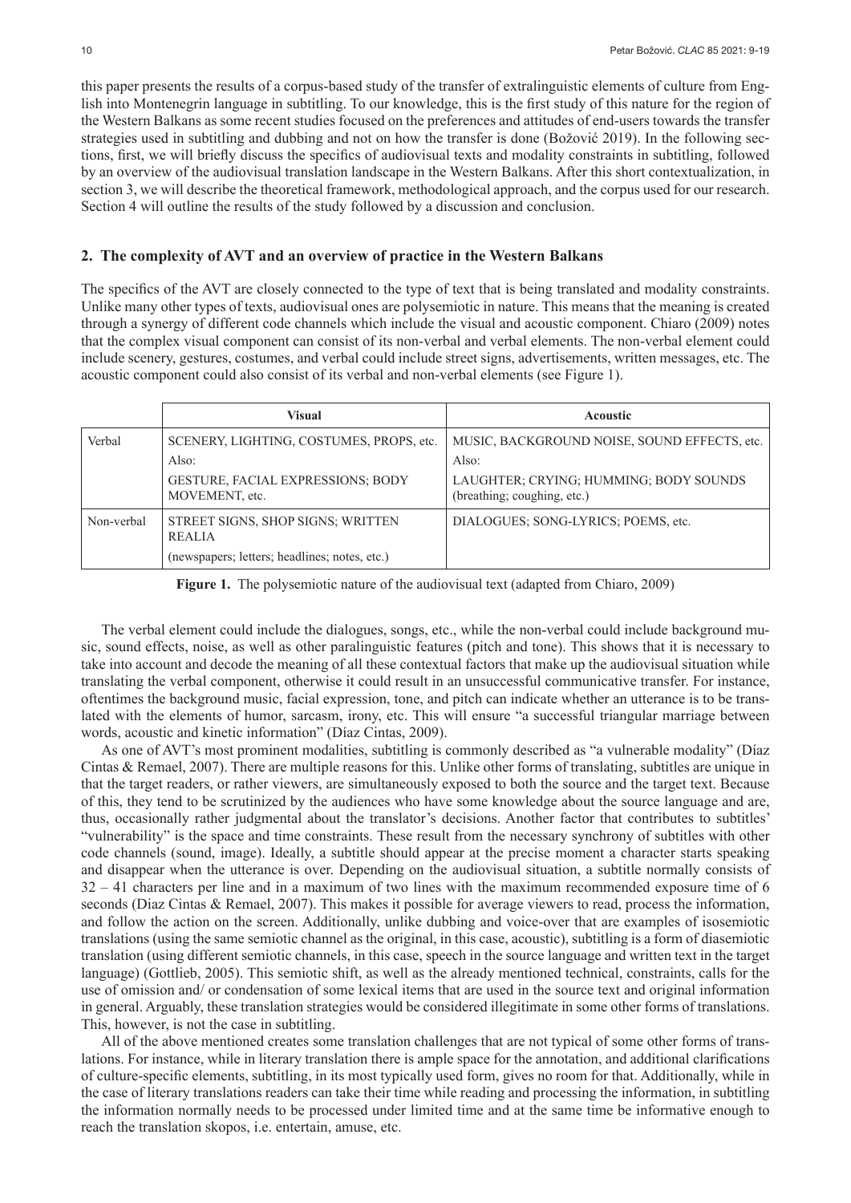this paper presents the results of a corpus-based study of the transfer of extralinguistic elements of culture from English into Montenegrin language in subtitling. To our knowledge, this is the first study of this nature for the region of the Western Balkans as some recent studies focused on the preferences and attitudes of end-users towards the transfer strategies used in subtitling and dubbing and not on how the transfer is done (Božović 2019). In the following sections, first, we will briefly discuss the specifics of audiovisual texts and modality constraints in subtitling, followed by an overview of the audiovisual translation landscape in the Western Balkans. After this short contextualization, in section 3, we will describe the theoretical framework, methodological approach, and the corpus used for our research. Section 4 will outline the results of the study followed by a discussion and conclusion.

## 2. The complexity of AVT and an overview of practice in the Western Balkans

The specifics of the AVT are closely connected to the type of text that is being translated and modality constraints. Unlike many other types of texts, audiovisual ones are polysemiotic in nature. This means that the meaning is created through a synergy of different code channels which include the visual and acoustic component. Chiaro (2009) notes that the complex visual component can consist of its non-verbal and verbal elements. The non-verbal element could include scenery, gestures, costumes, and verbal could include street signs, advertisements, written messages, etc. The acoustic component could also consist of its verbal and non-verbal elements (see Figure 1).

| | Visual | Acoustic |
|---|---|---|
| Verbal | SCENERY, LIGHTING, COSTUMES, PROPS, etc.<br>Also:<br>GESTURE, FACIAL EXPRESSIONS; BODY MOVEMENT, etc. | MUSIC, BACKGROUND NOISE, SOUND EFFECTS, etc.<br>Also:<br>LAUGHTER; CRYING; HUMMING; BODY SOUNDS (breathing; coughing, etc.) |
| Non-verbal | STREET SIGNS, SHOP SIGNS; WRITTEN REALIA<br>(newspapers; letters; headlines; notes, etc.) | DIALOGUES; SONG-LYRICS; POEMS, etc. |

**Figure 1.** The polysemiotic nature of the audiovisual text (adapted from Chiaro, 2009)

The verbal element could include the dialogues, songs, etc., while the non-verbal could include background music, sound effects, noise, as well as other paralinguistic features (pitch and tone). This shows that it is necessary to take into account and decode the meaning of all these contextual factors that make up the audiovisual situation while translating the verbal component, otherwise it could result in an unsuccessful communicative transfer. For instance, oftentimes the background music, facial expression, tone, and pitch can indicate whether an utterance is to be translated with the elements of humor, sarcasm, irony, etc. This will ensure "a successful triangular marriage between words, acoustic and kinetic information" (Díaz Cintas, 2009).

As one of AVT's most prominent modalities, subtitling is commonly described as "a vulnerable modality" (Díaz Cintas & Remael, 2007). There are multiple reasons for this. Unlike other forms of translating, subtitles are unique in that the target readers, or rather viewers, are simultaneously exposed to both the source and the target text. Because of this, they tend to be scrutinized by the audiences who have some knowledge about the source language and are, thus, occasionally rather judgmental about the translator's decisions. Another factor that contributes to subtitles' "vulnerability" is the space and time constraints. These result from the necessary synchrony of subtitles with other code channels (sound, image). Ideally, a subtitle should appear at the precise moment a character starts speaking and disappear when the utterance is over. Depending on the audiovisual situation, a subtitle normally consists of 32 – 41 characters per line and in a maximum of two lines with the maximum recommended exposure time of 6 seconds (Diaz Cintas & Remael, 2007). This makes it possible for average viewers to read, process the information, and follow the action on the screen. Additionally, unlike dubbing and voice-over that are examples of isosemiotic translations (using the same semiotic channel as the original, in this case, acoustic), subtitling is a form of diasemiotic translation (using different semiotic channels, in this case, speech in the source language and written text in the target language) (Gottlieb, 2005). This semiotic shift, as well as the already mentioned technical, constraints, calls for the use of omission and/ or condensation of some lexical items that are used in the source text and original information in general. Arguably, these translation strategies would be considered illegitimate in some other forms of translations. This, however, is not the case in subtitling.

All of the above mentioned creates some translation challenges that are not typical of some other forms of translations. For instance, while in literary translation there is ample space for the annotation, and additional clarifications of culture-specific elements, subtitling, in its most typically used form, gives no room for that. Additionally, while in the case of literary translations readers can take their time while reading and processing the information, in subtitling the information normally needs to be processed under limited time and at the same time be informative enough to reach the translation skopos, i.e. entertain, amuse, etc.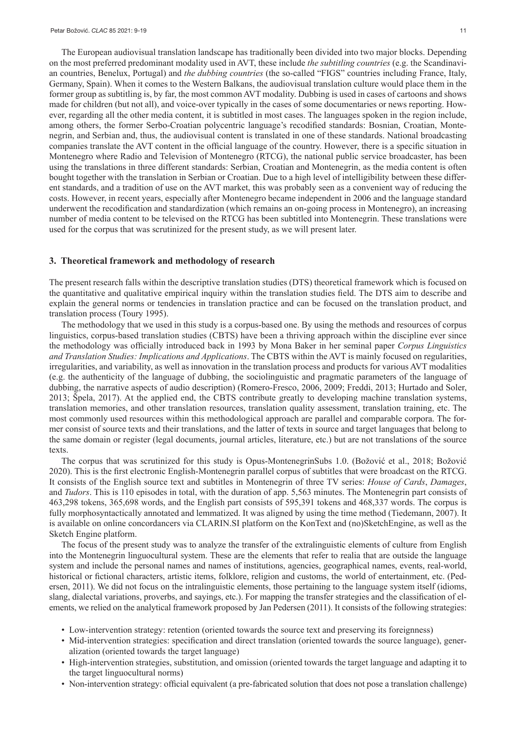The European audiovisual translation landscape has traditionally been divided into two major blocks. Depending on the most preferred predominant modality used in AVT, these include *the subtitling countries* (e.g. the Scandinavian countries, Benelux, Portugal) and *the dubbing countries* (the so-called "FIGS" countries including France, Italy, Germany, Spain). When it comes to the Western Balkans, the audiovisual translation culture would place them in the former group as subtitling is, by far, the most common AVT modality. Dubbing is used in cases of cartoons and shows made for children (but not all), and voice-over typically in the cases of some documentaries or news reporting. However, regarding all the other media content, it is subtitled in most cases. The languages spoken in the region include, among others, the former Serbo-Croatian polycentric language's recodified standards: Bosnian, Croatian, Montenegrin, and Serbian and, thus, the audiovisual content is translated in one of these standards. National broadcasting companies translate the AVT content in the official language of the country. However, there is a specific situation in Montenegro where Radio and Television of Montenegro (RTCG), the national public service broadcaster, has been using the translations in three different standards: Serbian, Croatian and Montenegrin, as the media content is often bought together with the translation in Serbian or Croatian. Due to a high level of intelligibility between these different standards, and a tradition of use on the AVT market, this was probably seen as a convenient way of reducing the costs. However, in recent years, especially after Montenegro became independent in 2006 and the language standard underwent the recodification and standardization (which remains an on-going process in Montenegro), an increasing number of media content to be televised on the RTCG has been subtitled into Montenegrin. These translations were used for the corpus that was scrutinized for the present study, as we will present later.

## 3. Theoretical framework and methodology of research

The present research falls within the descriptive translation studies (DTS) theoretical framework which is focused on the quantitative and qualitative empirical inquiry within the translation studies field. The DTS aim to describe and explain the general norms or tendencies in translation practice and can be focused on the translation product, and translation process (Toury 1995).

The methodology that we used in this study is a corpus-based one. By using the methods and resources of corpus linguistics, corpus-based translation studies (CBTS) have been a thriving approach within the discipline ever since the methodology was officially introduced back in 1993 by Mona Baker in her seminal paper *Corpus Linguistics and Translation Studies: Implications and Applications*. The CBTS within the AVT is mainly focused on regularities, irregularities, and variability, as well as innovation in the translation process and products for various AVT modalities (e.g. the authenticity of the language of dubbing, the sociolinguistic and pragmatic parameters of the language of dubbing, the narrative aspects of audio description) (Romero-Fresco, 2006, 2009; Freddi, 2013; Hurtado and Soler, 2013; Špela, 2017). At the applied end, the CBTS contribute greatly to developing machine translation systems, translation memories, and other translation resources, translation quality assessment, translation training, etc. The most commonly used resources within this methodological approach are parallel and comparable corpora. The former consist of source texts and their translations, and the latter of texts in source and target languages that belong to the same domain or register (legal documents, journal articles, literature, etc.) but are not translations of the source texts.

The corpus that was scrutinized for this study is Opus-MontenegrinSubs 1.0. (Božović et al., 2018; Božović 2020). This is the first electronic English-Montenegrin parallel corpus of subtitles that were broadcast on the RTCG. It consists of the English source text and subtitles in Montenegrin of three TV series: *House of Cards*, *Damages*, and *Tudors*. This is 110 episodes in total, with the duration of app. 5,563 minutes. The Montenegrin part consists of 463,298 tokens, 365,698 words, and the English part consists of 595,391 tokens and 468,337 words. The corpus is fully morphosyntactically annotated and lemmatized. It was aligned by using the time method (Tiedemann, 2007). It is available on online concordancers via CLARIN.SI platform on the KonText and (no)SketchEngine, as well as the Sketch Engine platform.

The focus of the present study was to analyze the transfer of the extralinguistic elements of culture from English into the Montenegrin linguocultural system. These are the elements that refer to realia that are outside the language system and include the personal names and names of institutions, agencies, geographical names, events, real-world, historical or fictional characters, artistic items, folklore, religion and customs, the world of entertainment, etc. (Pedersen, 2011). We did not focus on the intralinguistic elements, those pertaining to the language system itself (idioms, slang, dialectal variations, proverbs, and sayings, etc.). For mapping the transfer strategies and the classification of elements, we relied on the analytical framework proposed by Jan Pedersen (2011). It consists of the following strategies:

- Low-intervention strategy: retention (oriented towards the source text and preserving its foreignness)
- Mid-intervention strategies: specification and direct translation (oriented towards the source language), generalization (oriented towards the target language)
- High-intervention strategies, substitution, and omission (oriented towards the target language and adapting it to the target linguocultural norms)
- Non-intervention strategy: official equivalent (a pre-fabricated solution that does not pose a translation challenge)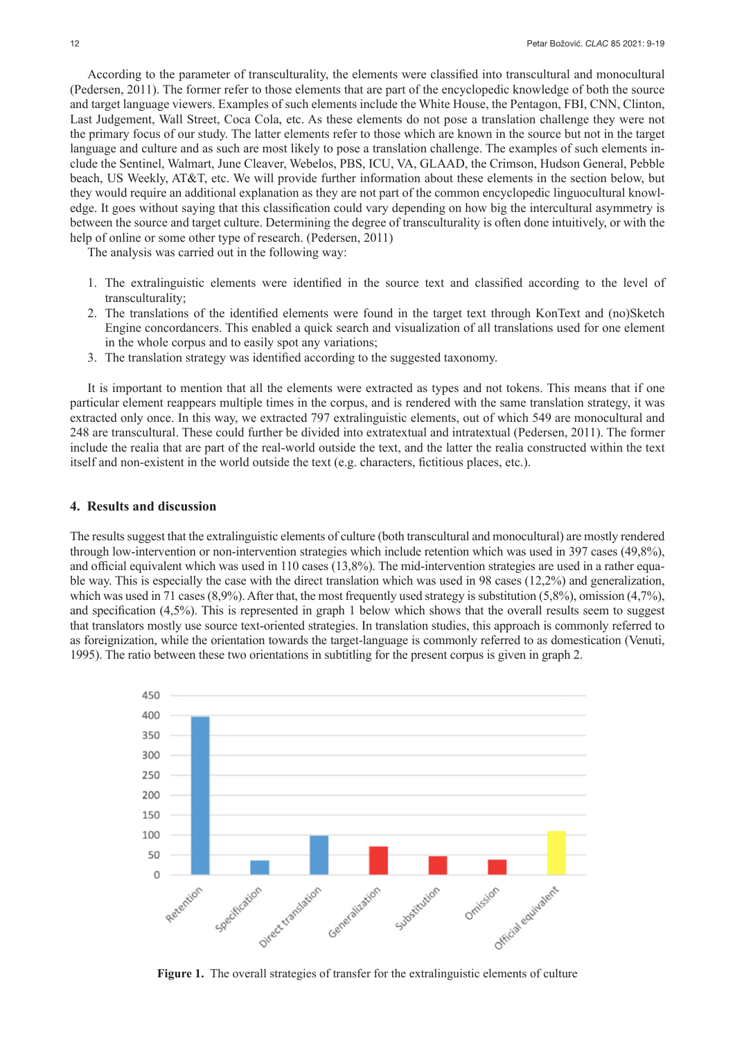According to the parameter of transculturality, the elements were classified into transcultural and monocultural (Pedersen, 2011). The former refer to those elements that are part of the encyclopedic knowledge of both the source and target language viewers. Examples of such elements include the White House, the Pentagon, FBI, CNN, Clinton, Last Judgement, Wall Street, Coca Cola, etc. As these elements do not pose a translation challenge they were not the primary focus of our study. The latter elements refer to those which are known in the source but not in the target language and culture and as such are most likely to pose a translation challenge. The examples of such elements include the Sentinel, Walmart, June Cleaver, Webelos, PBS, ICU, VA, GLAAD, the Crimson, Hudson General, Pebble beach, US Weekly, AT&T, etc. We will provide further information about these elements in the section below, but they would require an additional explanation as they are not part of the common encyclopedic linguocultural knowledge. It goes without saying that this classification could vary depending on how big the intercultural asymmetry is between the source and target culture. Determining the degree of transculturality is often done intuitively, or with the help of online or some other type of research. (Pedersen, 2011)

The analysis was carried out in the following way:

1. The extralinguistic elements were identified in the source text and classified according to the level of transculturality;
2. The translations of the identified elements were found in the target text through KonText and (no)Sketch Engine concordancers. This enabled a quick search and visualization of all translations used for one element in the whole corpus and to easily spot any variations;
3. The translation strategy was identified according to the suggested taxonomy.

It is important to mention that all the elements were extracted as types and not tokens. This means that if one particular element reappears multiple times in the corpus, and is rendered with the same translation strategy, it was extracted only once. In this way, we extracted 797 extralinguistic elements, out of which 549 are monocultural and 248 are transcultural. These could further be divided into extratextual and intratextual (Pedersen, 2011). The former include the realia that are part of the real-world outside the text, and the latter the realia constructed within the text itself and non-existent in the world outside the text (e.g. characters, fictitious places, etc.).

## 4. Results and discussion

The results suggest that the extralinguistic elements of culture (both transcultural and monocultural) are mostly rendered through low-intervention or non-intervention strategies which include retention which was used in 397 cases (49,8%), and official equivalent which was used in 110 cases (13,8%). The mid-intervention strategies are used in a rather equable way. This is especially the case with the direct translation which was used in 98 cases (12,2%) and generalization, which was used in 71 cases (8,9%). After that, the most frequently used strategy is substitution (5,8%), omission (4,7%), and specification (4,5%). This is represented in graph 1 below which shows that the overall results seem to suggest that translators mostly use source text-oriented strategies. In translation studies, this approach is commonly referred to as foreignization, while the orientation towards the target-language is commonly referred to as domestication (Venuti, 1995). The ratio between these two orientations in subtitling for the present corpus is given in graph 2.

**Figure 1.** The overall strategies of transfer for the extralinguistic elements of culture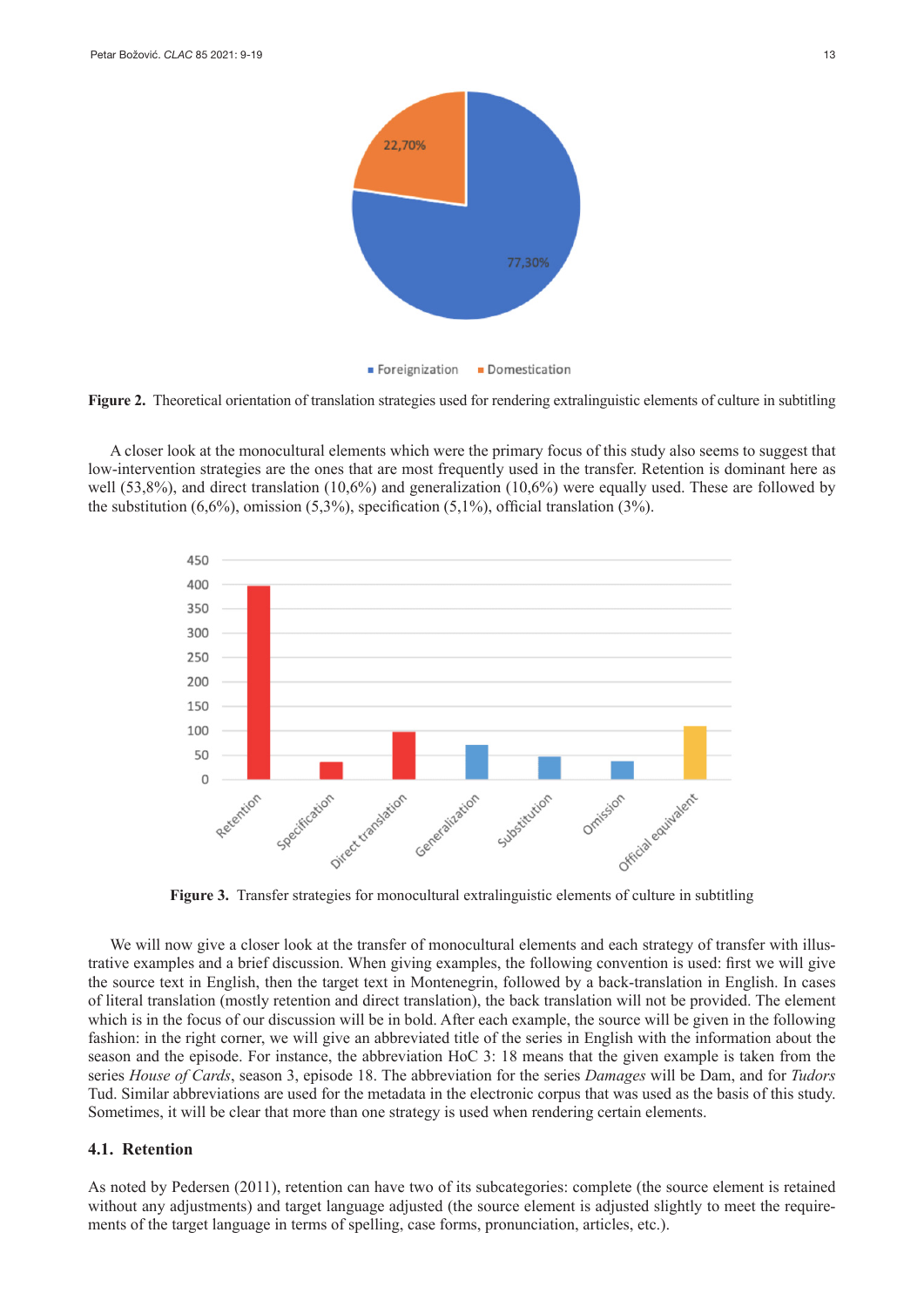**Figure 2.** Theoretical orientation of translation strategies used for rendering extralinguistic elements of culture in subtitling

A closer look at the monocultural elements which were the primary focus of this study also seems to suggest that low-intervention strategies are the ones that are most frequently used in the transfer. Retention is dominant here as well (53,8%), and direct translation (10,6%) and generalization (10,6%) were equally used. These are followed by the substitution (6,6%), omission (5,3%), specification (5,1%), official translation (3%).

**Figure 3.** Transfer strategies for monocultural extralinguistic elements of culture in subtitling

We will now give a closer look at the transfer of monocultural elements and each strategy of transfer with illustrative examples and a brief discussion. When giving examples, the following convention is used: first we will give the source text in English, then the target text in Montenegrin, followed by a back-translation in English. In cases of literal translation (mostly retention and direct translation), the back translation will not be provided. The element which is in the focus of our discussion will be in bold. After each example, the source will be given in the following fashion: in the right corner, we will give an abbreviated title of the series in English with the information about the season and the episode. For instance, the abbreviation HoC 3: 18 means that the given example is taken from the series *House of Cards*, season 3, episode 18. The abbreviation for the series *Damages* will be Dam, and for *Tudors* Tud. Similar abbreviations are used for the metadata in the electronic corpus that was used as the basis of this study. Sometimes, it will be clear that more than one strategy is used when rendering certain elements.

### 4.1. Retention

As noted by Pedersen (2011), retention can have two of its subcategories: complete (the source element is retained without any adjustments) and target language adjusted (the source element is adjusted slightly to meet the requirements of the target language in terms of spelling, case forms, pronunciation, articles, etc.).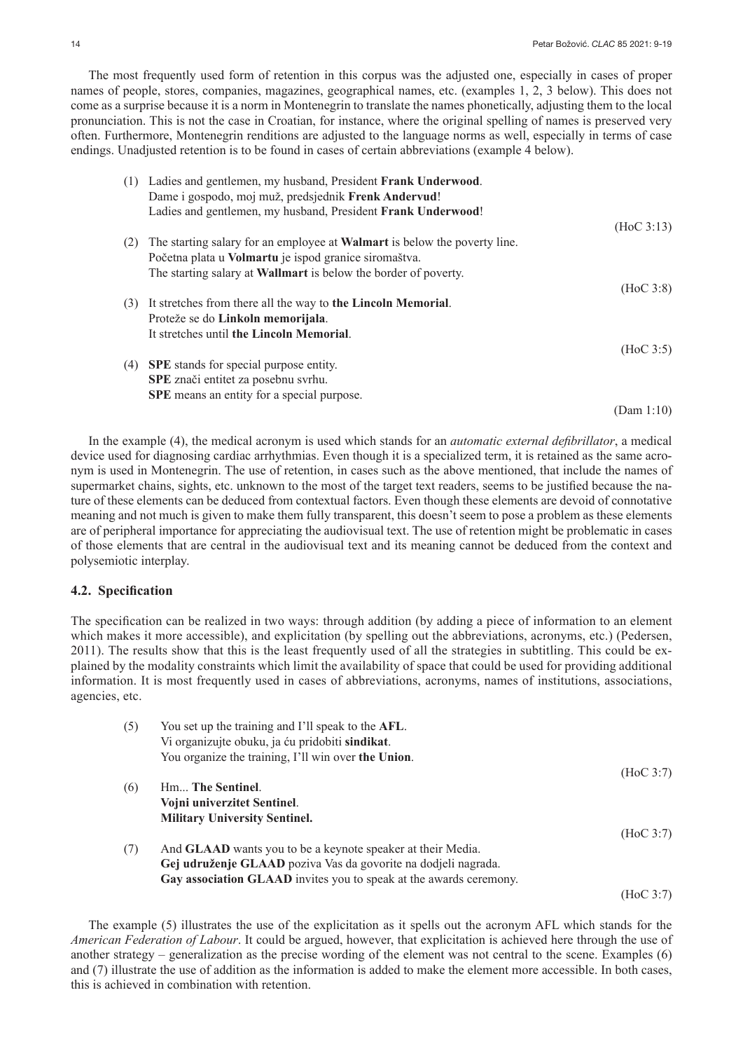The most frequently used form of retention in this corpus was the adjusted one, especially in cases of proper names of people, stores, companies, magazines, geographical names, etc. (examples 1, 2, 3 below). This does not come as a surprise because it is a norm in Montenegrin to translate the names phonetically, adjusting them to the local pronunciation. This is not the case in Croatian, for instance, where the original spelling of names is preserved very often. Furthermore, Montenegrin renditions are adjusted to the language norms as well, especially in terms of case endings. Unadjusted retention is to be found in cases of certain abbreviations (example 4 below).

(1) Ladies and gentlemen, my husband, President **Frank Underwood**.
Dame i gospodo, moj muž, predsjednik **Frenk Andervud**!
Ladies and gentlemen, my husband, President **Frank Underwood**!
(HoC 3:13)

(2) The starting salary for an employee at **Walmart** is below the poverty line.
Početna plata u **Volmartu** je ispod granice siromaštva.
The starting salary at **Wallmart** is below the border of poverty.
(HoC 3:8)

(3) It stretches from there all the way to **the Lincoln Memorial**.
Proteže se do **Linkoln memorijala**.
It stretches until **the Lincoln Memorial**.
(HoC 3:5)

(4) **SPE** stands for special purpose entity.
**SPE** znači entitet za posebnu svrhu.
**SPE** means an entity for a special purpose.
(Dam 1:10)

In the example (4), the medical acronym is used which stands for an *automatic external defibrillator*, a medical device used for diagnosing cardiac arrhythmias. Even though it is a specialized term, it is retained as the same acronym is used in Montenegrin. The use of retention, in cases such as the above mentioned, that include the names of supermarket chains, sights, etc. unknown to the most of the target text readers, seems to be justified because the nature of these elements can be deduced from contextual factors. Even though these elements are devoid of connotative meaning and not much is given to make them fully transparent, this doesn't seem to pose a problem as these elements are of peripheral importance for appreciating the audiovisual text. The use of retention might be problematic in cases of those elements that are central in the audiovisual text and its meaning cannot be deduced from the context and polysemiotic interplay.

### 4.2. Specification

The specification can be realized in two ways: through addition (by adding a piece of information to an element which makes it more accessible), and explicitation (by spelling out the abbreviations, acronyms, etc.) (Pedersen, 2011). The results show that this is the least frequently used of all the strategies in subtitling. This could be explained by the modality constraints which limit the availability of space that could be used for providing additional information. It is most frequently used in cases of abbreviations, acronyms, names of institutions, associations, agencies, etc.

(5) You set up the training and I'll speak to the **AFL**.
Vi organizujte obuku, ja ću pridobiti **sindikat**.
You organize the training, I'll win over **the Union**.
(HoC 3:7)

(6) Hm... **The Sentinel**.
**Vojni univerzitet Sentinel**.
**Military University Sentinel.**
(HoC 3:7)

(7) And **GLAAD** wants you to be a keynote speaker at their Media.
**Gej udruženje GLAAD** poziva Vas da govorite na dodjeli nagrada.
**Gay association GLAAD** invites you to speak at the awards ceremony.
(HoC 3:7)

The example (5) illustrates the use of the explicitation as it spells out the acronym AFL which stands for the *American Federation of Labour*. It could be argued, however, that explicitation is achieved here through the use of another strategy – generalization as the precise wording of the element was not central to the scene. Examples (6) and (7) illustrate the use of addition as the information is added to make the element more accessible. In both cases, this is achieved in combination with retention.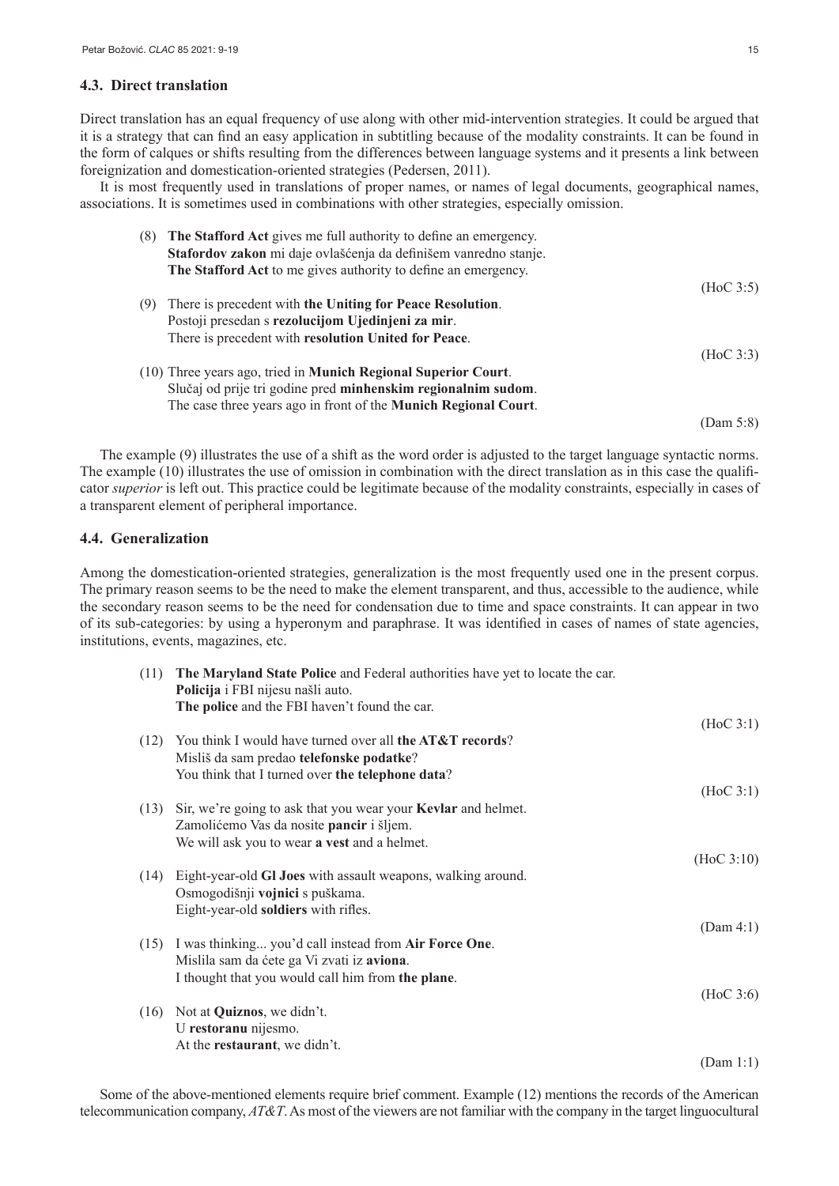### 4.3. Direct translation

Direct translation has an equal frequency of use along with other mid-intervention strategies. It could be argued that it is a strategy that can find an easy application in subtitling because of the modality constraints. It can be found in the form of calques or shifts resulting from the differences between language systems and it presents a link between foreignization and domestication-oriented strategies (Pedersen, 2011).

It is most frequently used in translations of proper names, or names of legal documents, geographical names, associations. It is sometimes used in combinations with other strategies, especially omission.

(8) **The Stafford Act** gives me full authority to define an emergency.
**Stafordov zakon** mi daje ovlašćenja da definišem vanredno stanje.
**The Stafford Act** to me gives authority to define an emergency.
(HoC 3:5)

(9) There is precedent with **the Uniting for Peace Resolution**.
Postoji presedan s **rezolucijom Ujedinjeni za mir**.
There is precedent with **resolution United for Peace**.
(HoC 3:3)

(10) Three years ago, tried in **Munich Regional Superior Court**.
Slučaj od prije tri godine pred **minhenskim regionalnim sudom**.
The case three years ago in front of the **Munich Regional Court**.
(Dam 5:8)

The example (9) illustrates the use of a shift as the word order is adjusted to the target language syntactic norms. The example (10) illustrates the use of omission in combination with the direct translation as in this case the qualificator *superior* is left out. This practice could be legitimate because of the modality constraints, especially in cases of a transparent element of peripheral importance.

### 4.4. Generalization

Among the domestication-oriented strategies, generalization is the most frequently used one in the present corpus. The primary reason seems to be the need to make the element transparent, and thus, accessible to the audience, while the secondary reason seems to be the need for condensation due to time and space constraints. It can appear in two of its sub-categories: by using a hyperonym and paraphrase. It was identified in cases of names of state agencies, institutions, events, magazines, etc.

(11) **The Maryland State Police** and Federal authorities have yet to locate the car.
**Policija** i FBI nijesu našli auto.
**The police** and the FBI haven't found the car.
(HoC 3:1)

(12) You think I would have turned over all **the AT&T records**?
Misliš da sam predao **telefonske podatke**?
You think that I turned over **the telephone data**?
(HoC 3:1)

(13) Sir, we're going to ask that you wear your **Kevlar** and helmet.
Zamolićemo Vas da nosite **pancir** i šljem.
We will ask you to wear **a vest** and a helmet.
(HoC 3:10)

(14) Eight-year-old **GI Joes** with assault weapons, walking around.
Osmogodišnji **vojnici** s puškama.
Eight-year-old **soldiers** with rifles.
(Dam 4:1)

(15) I was thinking... you'd call instead from **Air Force One**.
Mislila sam da ćete ga Vi zvati iz **aviona**.
I thought that you would call him from **the plane**.
(HoC 3:6)

(16) Not at **Quiznos**, we didn't.
U **restoranu** nijesmo.
At the **restaurant**, we didn't.
(Dam 1:1)

Some of the above-mentioned elements require brief comment. Example (12) mentions the records of the American telecommunication company, *AT&T*. As most of the viewers are not familiar with the company in the target linguocultural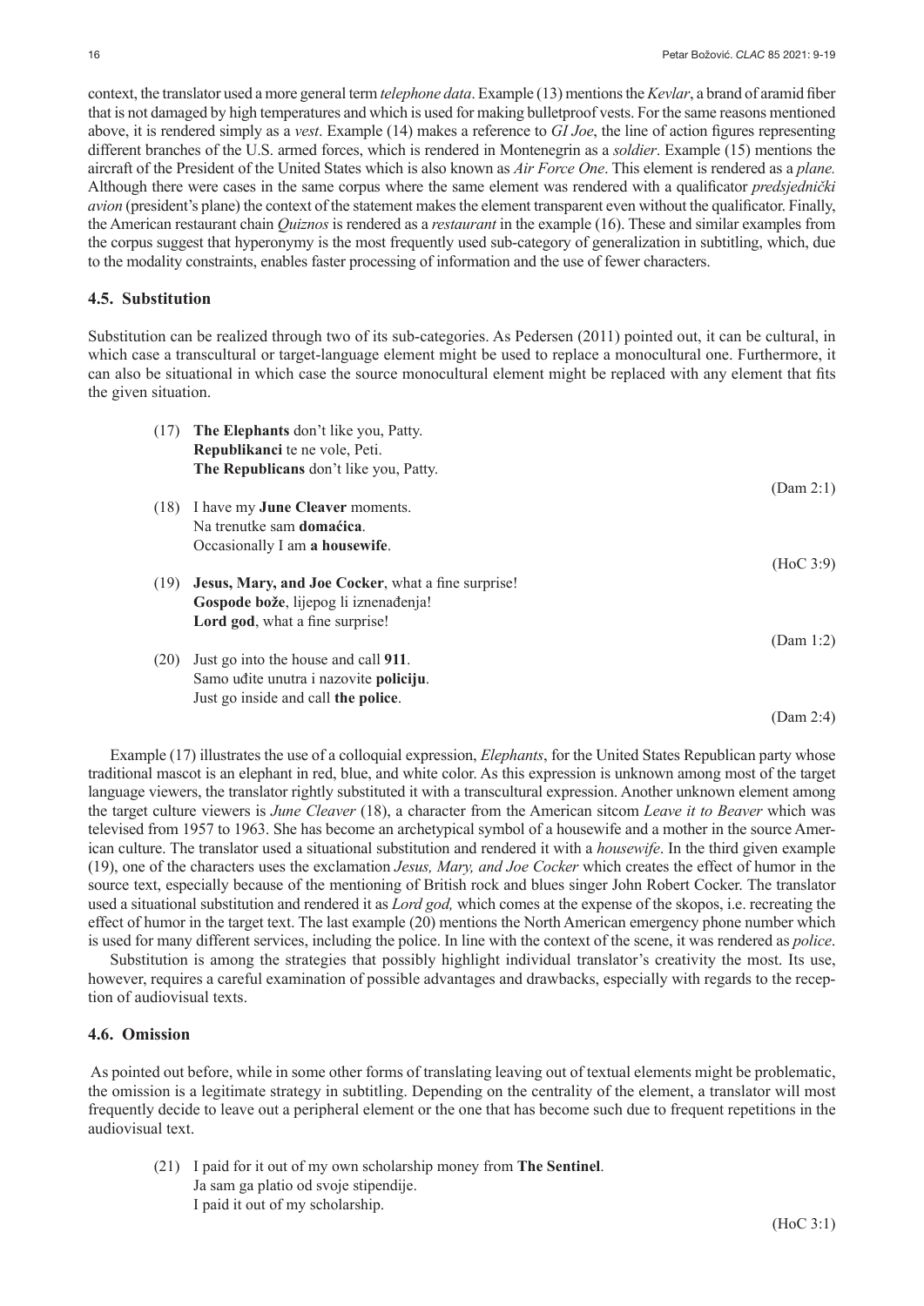context, the translator used a more general term *telephone data*. Example (13) mentions the *Kevlar*, a brand of aramid fiber that is not damaged by high temperatures and which is used for making bulletproof vests. For the same reasons mentioned above, it is rendered simply as a *vest*. Example (14) makes a reference to *GI Joe*, the line of action figures representing different branches of the U.S. armed forces, which is rendered in Montenegrin as a *soldier*. Example (15) mentions the aircraft of the President of the United States which is also known as *Air Force One*. This element is rendered as a *plane.* Although there were cases in the same corpus where the same element was rendered with a qualificator *predsjednički avion* (president's plane) the context of the statement makes the element transparent even without the qualificator. Finally, the American restaurant chain *Quiznos* is rendered as a *restaurant* in the example (16). These and similar examples from the corpus suggest that hyperonymy is the most frequently used sub-category of generalization in subtitling, which, due to the modality constraints, enables faster processing of information and the use of fewer characters.

## 4.5. Substitution

Substitution can be realized through two of its sub-categories. As Pedersen (2011) pointed out, it can be cultural, in which case a transcultural or target-language element might be used to replace a monocultural one. Furthermore, it can also be situational in which case the source monocultural element might be replaced with any element that fits the given situation.

(17) **The Elephants** don't like you, Patty.
**Republikanci** te ne vole, Peti.
**The Republicans** don't like you, Patty.

(Dam 2:1)

(18) I have my **June Cleaver** moments.
Na trenutke sam **domaćica**.
Occasionally I am **a housewife**.

(HoC 3:9)

(19) **Jesus, Mary, and Joe Cocker**, what a fine surprise!
**Gospode bože**, lijepog li iznenađenja!
**Lord god**, what a fine surprise!

(Dam 1:2)

(20) Just go into the house and call **911**.
Samo uđite unutra i nazovite **policiju**.
Just go inside and call **the police**.

(Dam 2:4)

Example (17) illustrates the use of a colloquial expression, *Elephants*, for the United States Republican party whose traditional mascot is an elephant in red, blue, and white color. As this expression is unknown among most of the target language viewers, the translator rightly substituted it with a transcultural expression. Another unknown element among the target culture viewers is *June Cleaver* (18), a character from the American sitcom *Leave it to Beaver* which was televised from 1957 to 1963. She has become an archetypical symbol of a housewife and a mother in the source American culture. The translator used a situational substitution and rendered it with a *housewife*. In the third given example (19), one of the characters uses the exclamation *Jesus, Mary, and Joe Cocker* which creates the effect of humor in the source text, especially because of the mentioning of British rock and blues singer John Robert Cocker. The translator used a situational substitution and rendered it as *Lord god,* which comes at the expense of the skopos, i.e. recreating the effect of humor in the target text. The last example (20) mentions the North American emergency phone number which is used for many different services, including the police. In line with the context of the scene, it was rendered as *police*.

Substitution is among the strategies that possibly highlight individual translator's creativity the most. Its use, however, requires a careful examination of possible advantages and drawbacks, especially with regards to the reception of audiovisual texts.

## 4.6. Omission

As pointed out before, while in some other forms of translating leaving out of textual elements might be problematic, the omission is a legitimate strategy in subtitling. Depending on the centrality of the element, a translator will most frequently decide to leave out a peripheral element or the one that has become such due to frequent repetitions in the audiovisual text.

(21) I paid for it out of my own scholarship money from **The Sentinel**.
Ja sam ga platio od svoje stipendije.
I paid it out of my scholarship.

(HoC 3:1)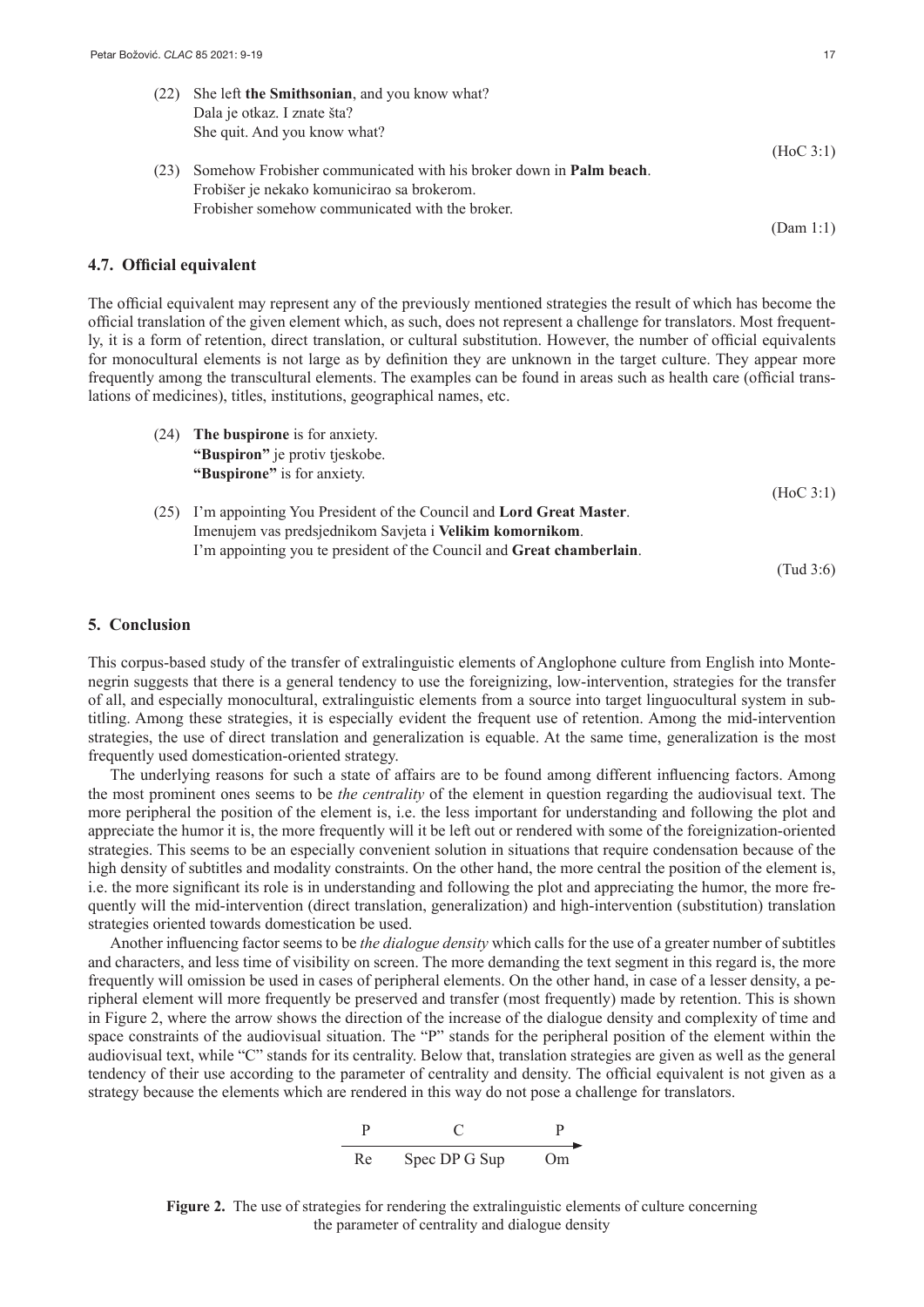(22) She left **the Smithsonian**, and you know what?
Dala je otkaz. I znate šta?
She quit. And you know what?

(HoC 3:1)

(23) Somehow Frobisher communicated with his broker down in **Palm beach**.
Frobišer je nekako komunicirao sa brokerom.
Frobisher somehow communicated with the broker.

(Dam 1:1)

### 4.7. Official equivalent

The official equivalent may represent any of the previously mentioned strategies the result of which has become the official translation of the given element which, as such, does not represent a challenge for translators. Most frequently, it is a form of retention, direct translation, or cultural substitution. However, the number of official equivalents for monocultural elements is not large as by definition they are unknown in the target culture. They appear more frequently among the transcultural elements. The examples can be found in areas such as health care (official translations of medicines), titles, institutions, geographical names, etc.

(24) **The buspirone** is for anxiety.
**"Buspiron"** je protiv tjeskobe.
**"Buspirone"** is for anxiety.

(HoC 3:1)

(25) I'm appointing You President of the Council and **Lord Great Master**.
Imenujem vas predsjednikom Savjeta i **Velikim komornikom**.
I'm appointing you te president of the Council and **Great chamberlain**.

(Tud 3:6)

## 5. Conclusion

This corpus-based study of the transfer of extralinguistic elements of Anglophone culture from English into Montenegrin suggests that there is a general tendency to use the foreignizing, low-intervention, strategies for the transfer of all, and especially monocultural, extralinguistic elements from a source into target linguocultural system in subtitling. Among these strategies, it is especially evident the frequent use of retention. Among the mid-intervention strategies, the use of direct translation and generalization is equable. At the same time, generalization is the most frequently used domestication-oriented strategy.

The underlying reasons for such a state of affairs are to be found among different influencing factors. Among the most prominent ones seems to be *the centrality* of the element in question regarding the audiovisual text. The more peripheral the position of the element is, i.e. the less important for understanding and following the plot and appreciate the humor it is, the more frequently will it be left out or rendered with some of the foreignization-oriented strategies. This seems to be an especially convenient solution in situations that require condensation because of the high density of subtitles and modality constraints. On the other hand, the more central the position of the element is, i.e. the more significant its role is in understanding and following the plot and appreciating the humor, the more frequently will the mid-intervention (direct translation, generalization) and high-intervention (substitution) translation strategies oriented towards domestication be used.

Another influencing factor seems to be *the dialogue density* which calls for the use of a greater number of subtitles and characters, and less time of visibility on screen. The more demanding the text segment in this regard is, the more frequently will omission be used in cases of peripheral elements. On the other hand, in case of a lesser density, a peripheral element will more frequently be preserved and transfer (most frequently) made by retention. This is shown in Figure 2, where the arrow shows the direction of the increase of the dialogue density and complexity of time and space constraints of the audiovisual situation. The "P" stands for the peripheral position of the element within the audiovisual text, while "C" stands for its centrality. Below that, translation strategies are given as well as the general tendency of their use according to the parameter of centrality and density. The official equivalent is not given as a strategy because the elements which are rendered in this way do not pose a challenge for translators.

| P | C | P |
|---|---|---|
| Re | Spec DP G Sup | Om |

**Figure 2.** The use of strategies for rendering the extralinguistic elements of culture concerning the parameter of centrality and dialogue density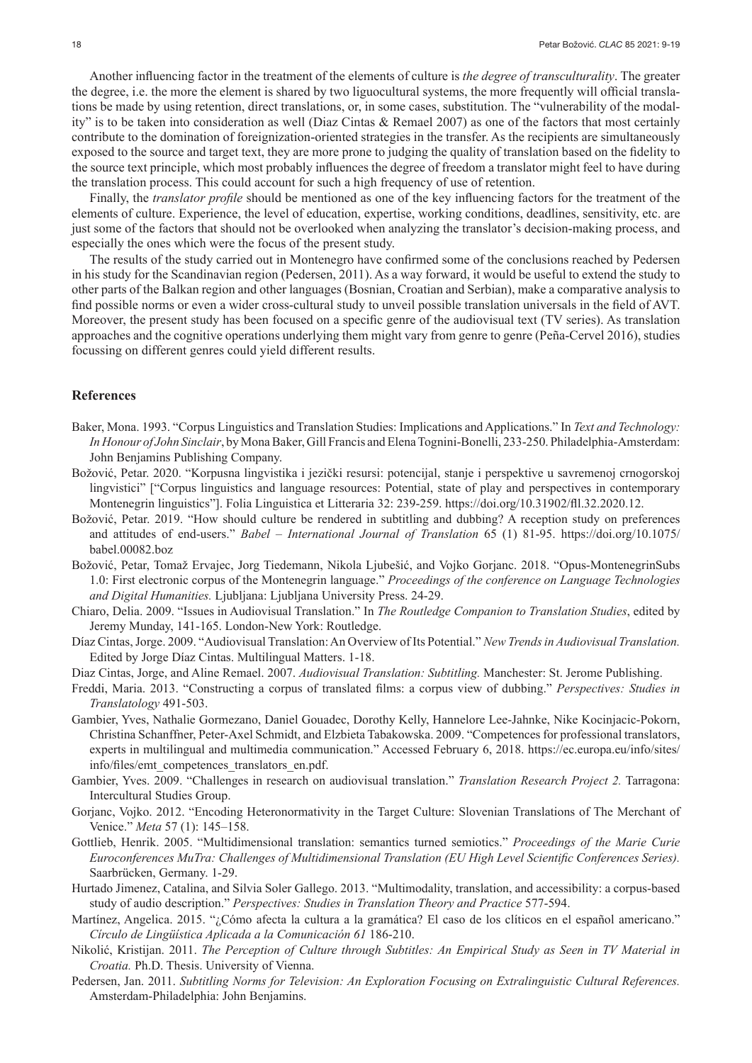Another influencing factor in the treatment of the elements of culture is *the degree of transculturality*. The greater the degree, i.e. the more the element is shared by two liguocultural systems, the more frequently will official translations be made by using retention, direct translations, or, in some cases, substitution. The "vulnerability of the modality" is to be taken into consideration as well (Diaz Cintas & Remael 2007) as one of the factors that most certainly contribute to the domination of foreignization-oriented strategies in the transfer. As the recipients are simultaneously exposed to the source and target text, they are more prone to judging the quality of translation based on the fidelity to the source text principle, which most probably influences the degree of freedom a translator might feel to have during the translation process. This could account for such a high frequency of use of retention.

Finally, the *translator profile* should be mentioned as one of the key influencing factors for the treatment of the elements of culture. Experience, the level of education, expertise, working conditions, deadlines, sensitivity, etc. are just some of the factors that should not be overlooked when analyzing the translator's decision-making process, and especially the ones which were the focus of the present study.

The results of the study carried out in Montenegro have confirmed some of the conclusions reached by Pedersen in his study for the Scandinavian region (Pedersen, 2011). As a way forward, it would be useful to extend the study to other parts of the Balkan region and other languages (Bosnian, Croatian and Serbian), make a comparative analysis to find possible norms or even a wider cross-cultural study to unveil possible translation universals in the field of AVT. Moreover, the present study has been focused on a specific genre of the audiovisual text (TV series). As translation approaches and the cognitive operations underlying them might vary from genre to genre (Peña-Cervel 2016), studies focussing on different genres could yield different results.

## References

Baker, Mona. 1993. "Corpus Linguistics and Translation Studies: Implications and Applications." In *Text and Technology: In Honour of John Sinclair*, by Mona Baker, Gill Francis and Elena Tognini-Bonelli, 233-250. Philadelphia-Amsterdam: John Benjamins Publishing Company.

Božović, Petar. 2020. "Korpusna lingvistika i jezički resursi: potencijal, stanje i perspektive u savremenoj crnogorskoj lingvistici" ["Corpus linguistics and language resources: Potential, state of play and perspectives in contemporary Montenegrin linguistics"]. Folia Linguistica et Litteraria 32: 239-259. https://doi.org/10.31902/fll.32.2020.12.

Božović, Petar. 2019. "How should culture be rendered in subtitling and dubbing? A reception study on preferences and attitudes of end-users." *Babel – International Journal of Translation* 65 (1) 81-95. https://doi.org/10.1075/babel.00082.boz

Božović, Petar, Tomaž Ervajec, Jorg Tiedemann, Nikola Ljubešić, and Vojko Gorjanc. 2018. "Opus-MontenegrinSubs 1.0: First electronic corpus of the Montenegrin language." *Proceedings of the conference on Language Technologies and Digital Humanities.* Ljubljana: Ljubljana University Press. 24-29.

Chiaro, Delia. 2009. "Issues in Audiovisual Translation." In *The Routledge Companion to Translation Studies*, edited by Jeremy Munday, 141-165. London-New York: Routledge.

Díaz Cintas, Jorge. 2009. "Audiovisual Translation: An Overview of Its Potential." *New Trends in Audiovisual Translation.* Edited by Jorge Díaz Cintas. Multilingual Matters. 1-18.

Diaz Cintas, Jorge, and Aline Remael. 2007. *Audiovisual Translation: Subtitling.* Manchester: St. Jerome Publishing.

Freddi, Maria. 2013. "Constructing a corpus of translated films: a corpus view of dubbing." *Perspectives: Studies in Translatology* 491-503.

Gambier, Yves, Nathalie Gormezano, Daniel Gouadec, Dorothy Kelly, Hannelore Lee-Jahnke, Nike Kocinjacic-Pokorn, Christina Schanffner, Peter-Axel Schmidt, and Elzbieta Tabakowska. 2009. "Competences for professional translators, experts in multilingual and multimedia communication." Accessed February 6, 2018. https://ec.europa.eu/info/sites/info/files/emt_competences_translators_en.pdf.

Gambier, Yves. 2009. "Challenges in research on audiovisual translation." *Translation Research Project 2.* Tarragona: Intercultural Studies Group.

Gorjanc, Vojko. 2012. "Encoding Heteronormativity in the Target Culture: Slovenian Translations of The Merchant of Venice." *Meta* 57 (1): 145–158.

Gottlieb, Henrik. 2005. "Multidimensional translation: semantics turned semiotics." *Proceedings of the Marie Curie Euroconferences MuTra: Challenges of Multidimensional Translation (EU High Level Scientific Conferences Series).* Saarbrücken, Germany. 1-29.

Hurtado Jimenez, Catalina, and Silvia Soler Gallego. 2013. "Multimodality, translation, and accessibility: a corpus-based study of audio description." *Perspectives: Studies in Translation Theory and Practice* 577-594.

Martínez, Angelica. 2015. "¿Cómo afecta la cultura a la gramática? El caso de los clíticos en el español americano." *Círculo de Lingüística Aplicada a la Comunicación 61* 186-210.

Nikolić, Kristijan. 2011. *The Perception of Culture through Subtitles: An Empirical Study as Seen in TV Material in Croatia.* Ph.D. Thesis. University of Vienna.

Pedersen, Jan. 2011. *Subtitling Norms for Television: An Exploration Focusing on Extralinguistic Cultural References.* Amsterdam-Philadelphia: John Benjamins.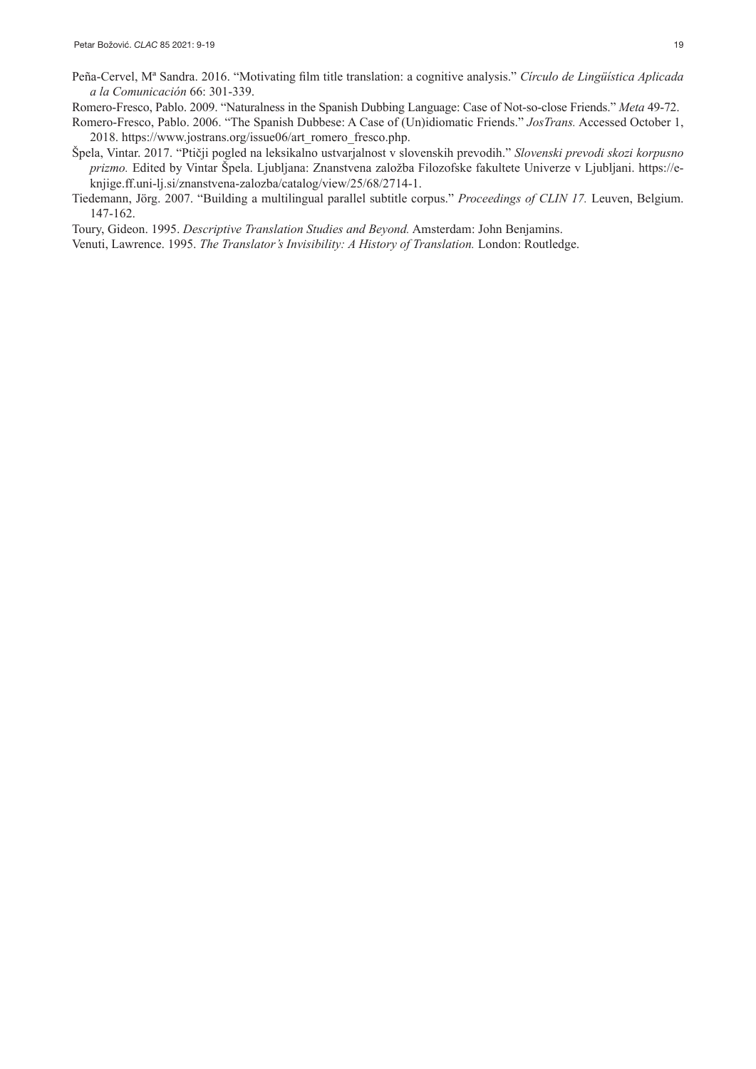Peña-Cervel, Mª Sandra. 2016. "Motivating film title translation: a cognitive analysis." *Círculo de Lingüística Aplicada a la Comunicación* 66: 301-339.

Romero-Fresco, Pablo. 2009. "Naturalness in the Spanish Dubbing Language: Case of Not-so-close Friends." *Meta* 49-72.

Romero-Fresco, Pablo. 2006. "The Spanish Dubbese: A Case of (Un)idiomatic Friends." *JosTrans.* Accessed October 1, 2018. https://www.jostrans.org/issue06/art_romero_fresco.php.

Špela, Vintar. 2017. "Ptičji pogled na leksikalno ustvarjalnost v slovenskih prevodih." *Slovenski prevodi skozi korpusno prizmo.* Edited by Vintar Špela. Ljubljana: Znanstvena založba Filozofske fakultete Univerze v Ljubljani. https://e-knjige.ff.uni-lj.si/znanstvena-zalozba/catalog/view/25/68/2714-1.

Tiedemann, Jörg. 2007. "Building a multilingual parallel subtitle corpus." *Proceedings of CLIN 17.* Leuven, Belgium. 147-162.

Toury, Gideon. 1995. *Descriptive Translation Studies and Beyond.* Amsterdam: John Benjamins.

Venuti, Lawrence. 1995. *The Translator's Invisibility: A History of Translation.* London: Routledge.